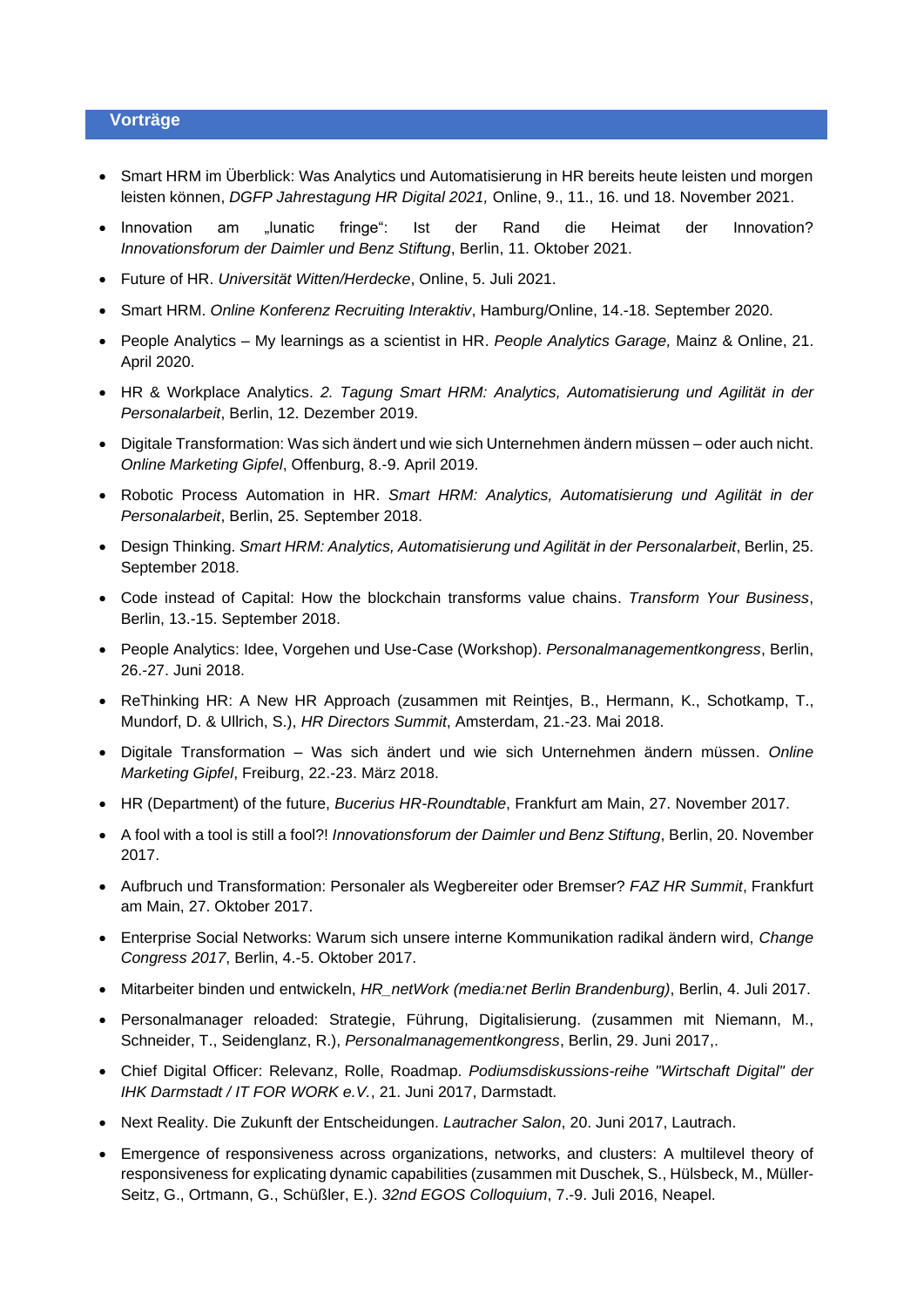## Vorträge

- Smart HRM im Überblick: Was Analytics und Automatisierung in HR bereits heute leisten und morgen leisten können, *DGFP Jahrestagung HR Digital 2021,* Online, 9., 11., 16. und 18. November 2021.
- Innovation am „lunatic fringe“: Ist der Rand die Heimat der Innovation? *Innovationsforum der Daimler und Benz Stiftung*, Berlin, 11. Oktober 2021.
- Future of HR. *Universität Witten/Herdecke*, Online, 5. Juli 2021.
- Smart HRM. *Online Konferenz Recruiting Interaktiv*, Hamburg/Online, 14.-18. September 2020.
- People Analytics – My learnings as a scientist in HR. *People Analytics Garage,* Mainz & Online, 21. April 2020.
- HR & Workplace Analytics. *2. Tagung Smart HRM: Analytics, Automatisierung und Agilität in der Personalarbeit*, Berlin, 12. Dezember 2019.
- Digitale Transformation: Was sich ändert und wie sich Unternehmen ändern müssen – oder auch nicht. *Online Marketing Gipfel*, Offenburg, 8.-9. April 2019.
- Robotic Process Automation in HR. *Smart HRM: Analytics, Automatisierung und Agilität in der Personalarbeit*, Berlin, 25. September 2018.
- Design Thinking. *Smart HRM: Analytics, Automatisierung und Agilität in der Personalarbeit*, Berlin, 25. September 2018.
- Code instead of Capital: How the blockchain transforms value chains. *Transform Your Business*, Berlin, 13.-15. September 2018.
- People Analytics: Idee, Vorgehen und Use-Case (Workshop). *Personalmanagementkongress*, Berlin, 26.-27. Juni 2018.
- ReThinking HR: A New HR Approach (zusammen mit Reintjes, B., Hermann, K., Schotkamp, T., Mundorf, D. & Ullrich, S.), *HR Directors Summit*, Amsterdam, 21.-23. Mai 2018.
- Digitale Transformation – Was sich ändert und wie sich Unternehmen ändern müssen. *Online Marketing Gipfel*, Freiburg, 22.-23. März 2018.
- HR (Department) of the future, *Bucerius HR-Roundtable*, Frankfurt am Main, 27. November 2017.
- A fool with a tool is still a fool?! *Innovationsforum der Daimler und Benz Stiftung*, Berlin, 20. November 2017.
- Aufbruch und Transformation: Personaler als Wegbereiter oder Bremser? *FAZ HR Summit*, Frankfurt am Main, 27. Oktober 2017.
- Enterprise Social Networks: Warum sich unsere interne Kommunikation radikal ändern wird, *Change Congress 2017*, Berlin, 4.-5. Oktober 2017.
- Mitarbeiter binden und entwickeln, *HR_netWork (media:net Berlin Brandenburg)*, Berlin, 4. Juli 2017.
- Personalmanager reloaded: Strategie, Führung, Digitalisierung. (zusammen mit Niemann, M., Schneider, T., Seidenglanz, R.), *Personalmanagementkongress*, Berlin, 29. Juni 2017,.
- Chief Digital Officer: Relevanz, Rolle, Roadmap. *Podiumsdiskussions-reihe "Wirtschaft Digital" der IHK Darmstadt / IT FOR WORK e.V.*, 21. Juni 2017, Darmstadt.
- Next Reality. Die Zukunft der Entscheidungen. *Lautracher Salon*, 20. Juni 2017, Lautrach.
- Emergence of responsiveness across organizations, networks, and clusters: A multilevel theory of responsiveness for explicating dynamic capabilities (zusammen mit Duschek, S., Hülsbeck, M., Müller-Seitz, G., Ortmann, G., Schüßler, E.). *32nd EGOS Colloquium*, 7.-9. Juli 2016, Neapel.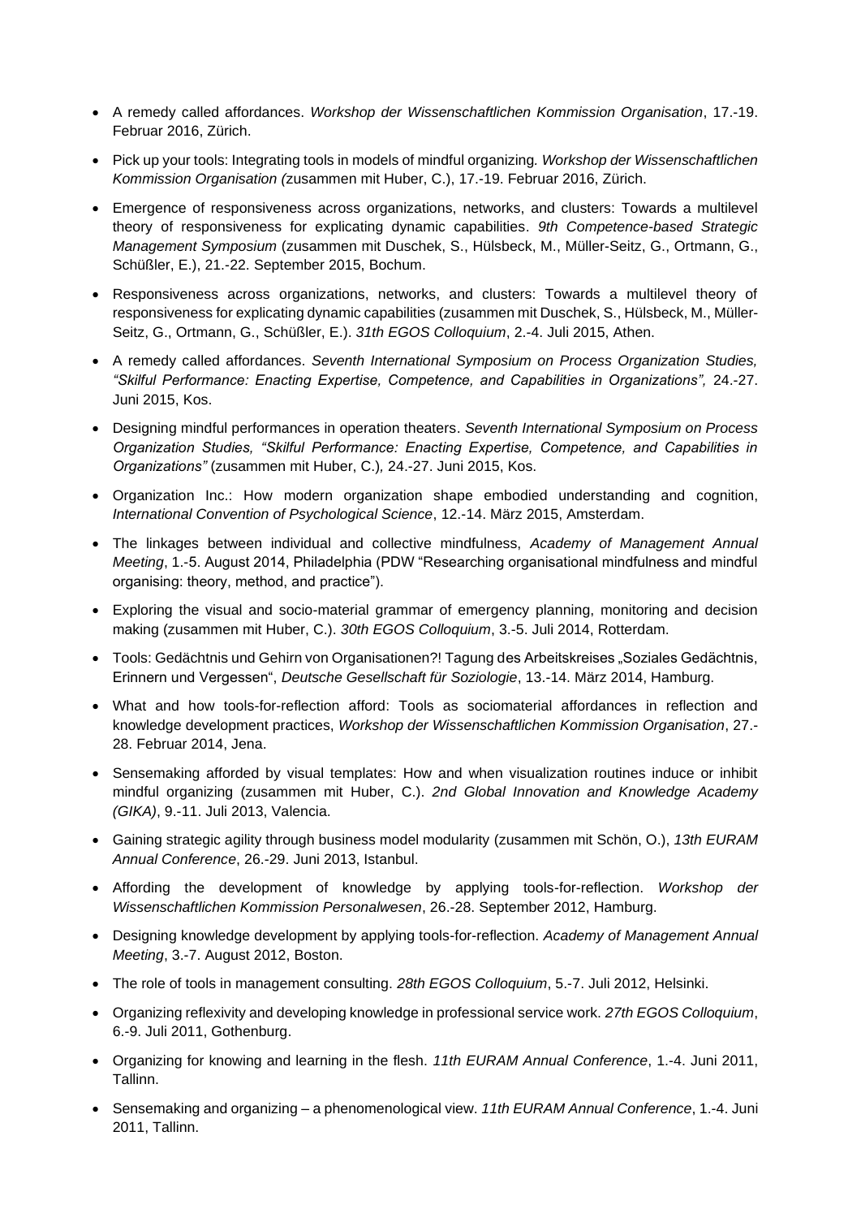- A remedy called affordances. *Workshop der Wissenschaftlichen Kommission Organisation*, 17.-19. Februar 2016, Zürich.
- Pick up your tools: Integrating tools in models of mindful organizing*. Workshop der Wissenschaftlichen Kommission Organisation (*zusammen mit Huber, C.), 17.-19. Februar 2016, Zürich.
- Emergence of responsiveness across organizations, networks, and clusters: Towards a multilevel theory of responsiveness for explicating dynamic capabilities. *9th Competence-based Strategic Management Symposium* (zusammen mit Duschek, S., Hülsbeck, M., Müller-Seitz, G., Ortmann, G., Schüßler, E.), 21.-22. September 2015, Bochum.
- Responsiveness across organizations, networks, and clusters: Towards a multilevel theory of responsiveness for explicating dynamic capabilities (zusammen mit Duschek, S., Hülsbeck, M., Müller-Seitz, G., Ortmann, G., Schüßler, E.). *31th EGOS Colloquium*, 2.-4. Juli 2015, Athen.
- A remedy called affordances. *Seventh International Symposium on Process Organization Studies, "Skilful Performance: Enacting Expertise, Competence, and Capabilities in Organizations",* 24.-27. Juni 2015, Kos.
- Designing mindful performances in operation theaters. *Seventh International Symposium on Process Organization Studies, "Skilful Performance: Enacting Expertise, Competence, and Capabilities in Organizations"* (zusammen mit Huber, C.)*,* 24.-27. Juni 2015, Kos.
- Organization Inc.: How modern organization shape embodied understanding and cognition, *International Convention of Psychological Science*, 12.-14. März 2015, Amsterdam.
- The linkages between individual and collective mindfulness, *Academy of Management Annual Meeting*, 1.-5. August 2014, Philadelphia (PDW "Researching organisational mindfulness and mindful organising: theory, method, and practice").
- Exploring the visual and socio-material grammar of emergency planning, monitoring and decision making (zusammen mit Huber, C.). *30th EGOS Colloquium*, 3.-5. Juli 2014, Rotterdam.
- Tools: Gedächtnis und Gehirn von Organisationen?! Tagung des Arbeitskreises „Soziales Gedächtnis, Erinnern und Vergessen", *Deutsche Gesellschaft für Soziologie*, 13.-14. März 2014, Hamburg.
- What and how tools-for-reflection afford: Tools as sociomaterial affordances in reflection and knowledge development practices, *Workshop der Wissenschaftlichen Kommission Organisation*, 27.-28. Februar 2014, Jena.
- Sensemaking afforded by visual templates: How and when visualization routines induce or inhibit mindful organizing (zusammen mit Huber, C.). *2nd Global Innovation and Knowledge Academy (GIKA)*, 9.-11. Juli 2013, Valencia.
- Gaining strategic agility through business model modularity (zusammen mit Schön, O.), *13th EURAM Annual Conference*, 26.-29. Juni 2013, Istanbul.
- Affording the development of knowledge by applying tools-for-reflection. *Workshop der Wissenschaftlichen Kommission Personalwesen*, 26.-28. September 2012, Hamburg.
- Designing knowledge development by applying tools-for-reflection. *Academy of Management Annual Meeting*, 3.-7. August 2012, Boston.
- The role of tools in management consulting. *28th EGOS Colloquium*, 5.-7. Juli 2012, Helsinki.
- Organizing reflexivity and developing knowledge in professional service work. *27th EGOS Colloquium*, 6.-9. Juli 2011, Gothenburg.
- Organizing for knowing and learning in the flesh. *11th EURAM Annual Conference*, 1.-4. Juni 2011, Tallinn.
- Sensemaking and organizing – a phenomenological view. *11th EURAM Annual Conference*, 1.-4. Juni 2011, Tallinn.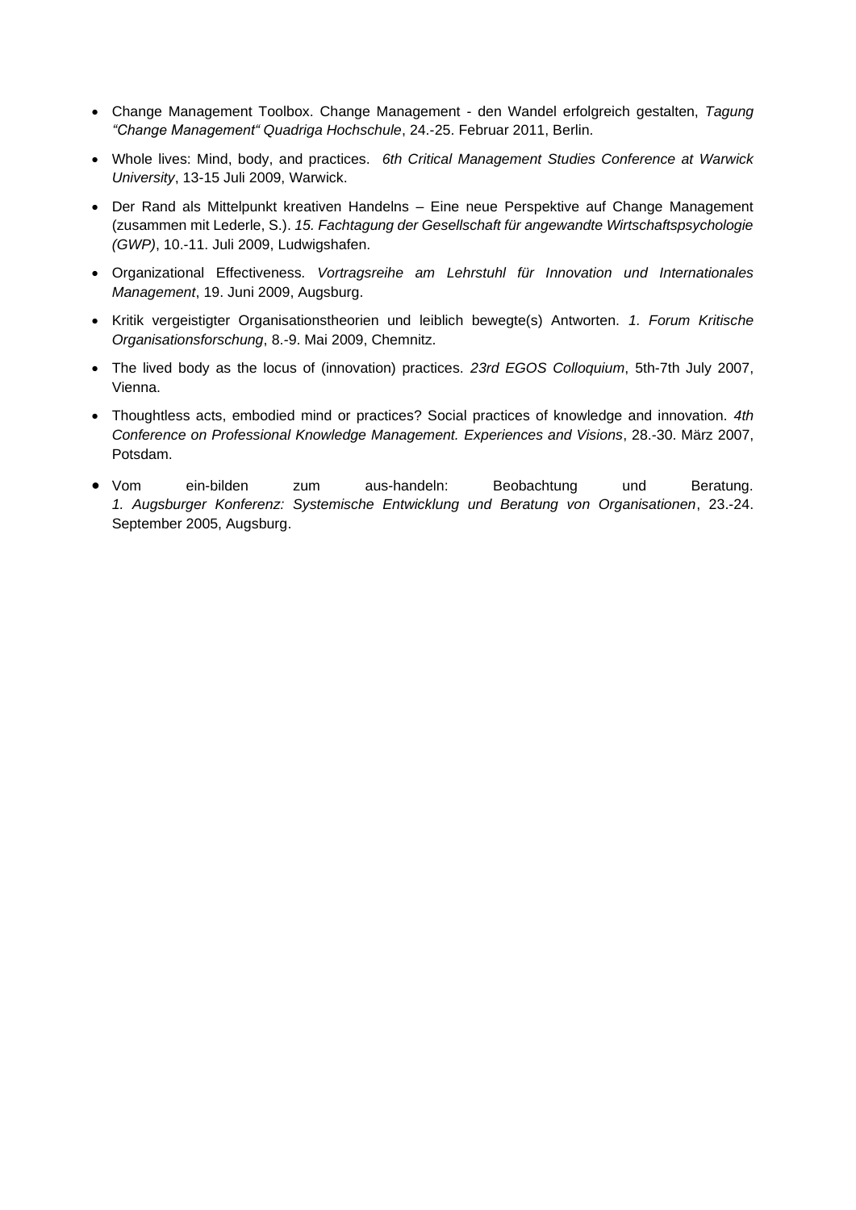- Change Management Toolbox. Change Management - den Wandel erfolgreich gestalten, *Tagung "Change Management" Quadriga Hochschule*, 24.-25. Februar 2011, Berlin.
- Whole lives: Mind, body, and practices. *6th Critical Management Studies Conference at Warwick University*, 13-15 Juli 2009, Warwick.
- Der Rand als Mittelpunkt kreativen Handelns – Eine neue Perspektive auf Change Management (zusammen mit Lederle, S.). *15. Fachtagung der Gesellschaft für angewandte Wirtschaftspsychologie (GWP)*, 10.-11. Juli 2009, Ludwigshafen.
- Organizational Effectiveness. *Vortragsreihe am Lehrstuhl für Innovation und Internationales Management*, 19. Juni 2009, Augsburg.
- Kritik vergeistigter Organisationstheorien und leiblich bewegte(s) Antworten. *1. Forum Kritische Organisationsforschung*, 8.-9. Mai 2009, Chemnitz.
- The lived body as the locus of (innovation) practices. *23rd EGOS Colloquium*, 5th-7th July 2007, Vienna.
- Thoughtless acts, embodied mind or practices? Social practices of knowledge and innovation. *4th Conference on Professional Knowledge Management. Experiences and Visions*, 28.-30. März 2007, Potsdam.
- Vom ein-bilden zum aus-handeln: Beobachtung und Beratung. *1. Augsburger Konferenz: Systemische Entwicklung und Beratung von Organisationen*, 23.-24. September 2005, Augsburg.